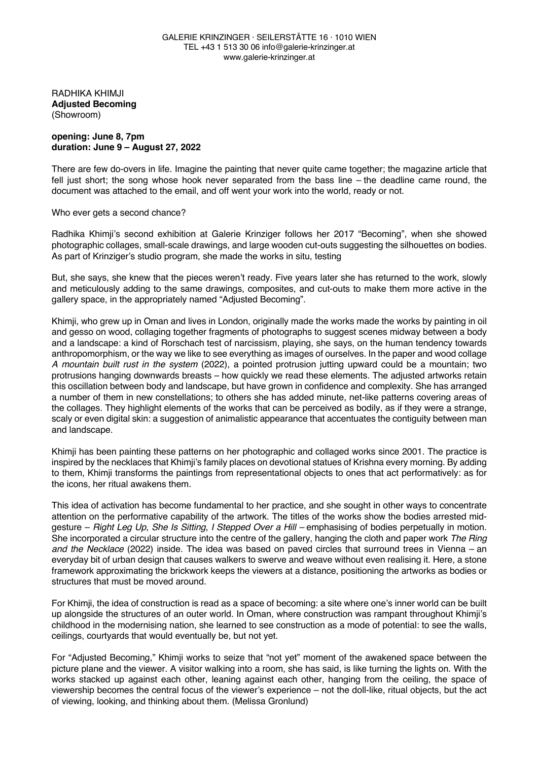GALERIE KRINZINGER · SEILERSTÄTTE 16 · 1010 WIEN
TEL +43 1 513 30 06 info@galerie-krinzinger.at
www.galerie-krinzinger.at

RADHIKA KHIMJI
**Adjusted Becoming**
(Showroom)

**opening: June 8, 7pm**
**duration: June 9 – August 27, 2022**

There are few do-overs in life. Imagine the painting that never quite came together; the magazine article that fell just short; the song whose hook never separated from the bass line – the deadline came round, the document was attached to the email, and off went your work into the world, ready or not.

Who ever gets a second chance?

Radhika Khimji's second exhibition at Galerie Krinziger follows her 2017 "Becoming", when she showed photographic collages, small-scale drawings, and large wooden cut-outs suggesting the silhouettes on bodies. As part of Krinziger's studio program, she made the works in situ, testing

But, she says, she knew that the pieces weren't ready. Five years later she has returned to the work, slowly and meticulously adding to the same drawings, composites, and cut-outs to make them more active in the gallery space, in the appropriately named "Adjusted Becoming".

Khimji, who grew up in Oman and lives in London, originally made the works made the works by painting in oil and gesso on wood, collaging together fragments of photographs to suggest scenes midway between a body and a landscape: a kind of Rorschach test of narcissism, playing, she says, on the human tendency towards anthropomorphism, or the way we like to see everything as images of ourselves. In the paper and wood collage *A mountain built rust in the system* (2022), a pointed protrusion jutting upward could be a mountain; two protrusions hanging downwards breasts – how quickly we read these elements. The adjusted artworks retain this oscillation between body and landscape, but have grown in confidence and complexity. She has arranged a number of them in new constellations; to others she has added minute, net-like patterns covering areas of the collages. They highlight elements of the works that can be perceived as bodily, as if they were a strange, scaly or even digital skin: a suggestion of animalistic appearance that accentuates the contiguity between man and landscape.

Khimji has been painting these patterns on her photographic and collaged works since 2001. The practice is inspired by the necklaces that Khimji's family places on devotional statues of Krishna every morning. By adding to them, Khimji transforms the paintings from representational objects to ones that act performatively: as for the icons, her ritual awakens them.

This idea of activation has become fundamental to her practice, and she sought in other ways to concentrate attention on the performative capability of the artwork. The titles of the works show the bodies arrested mid-gesture – *Right Leg Up*, *She Is Sitting*, *I Stepped Over a Hill* – emphasising of bodies perpetually in motion. She incorporated a circular structure into the centre of the gallery, hanging the cloth and paper work *The Ring and the Necklace* (2022) inside. The idea was based on paved circles that surround trees in Vienna – an everyday bit of urban design that causes walkers to swerve and weave without even realising it. Here, a stone framework approximating the brickwork keeps the viewers at a distance, positioning the artworks as bodies or structures that must be moved around.

For Khimji, the idea of construction is read as a space of becoming: a site where one's inner world can be built up alongside the structures of an outer world. In Oman, where construction was rampant throughout Khimji's childhood in the modernising nation, she learned to see construction as a mode of potential: to see the walls, ceilings, courtyards that would eventually be, but not yet.

For "Adjusted Becoming," Khimji works to seize that "not yet" moment of the awakened space between the picture plane and the viewer. A visitor walking into a room, she has said, is like turning the lights on. With the works stacked up against each other, leaning against each other, hanging from the ceiling, the space of viewership becomes the central focus of the viewer's experience – not the doll-like, ritual objects, but the act of viewing, looking, and thinking about them. (Melissa Gronlund)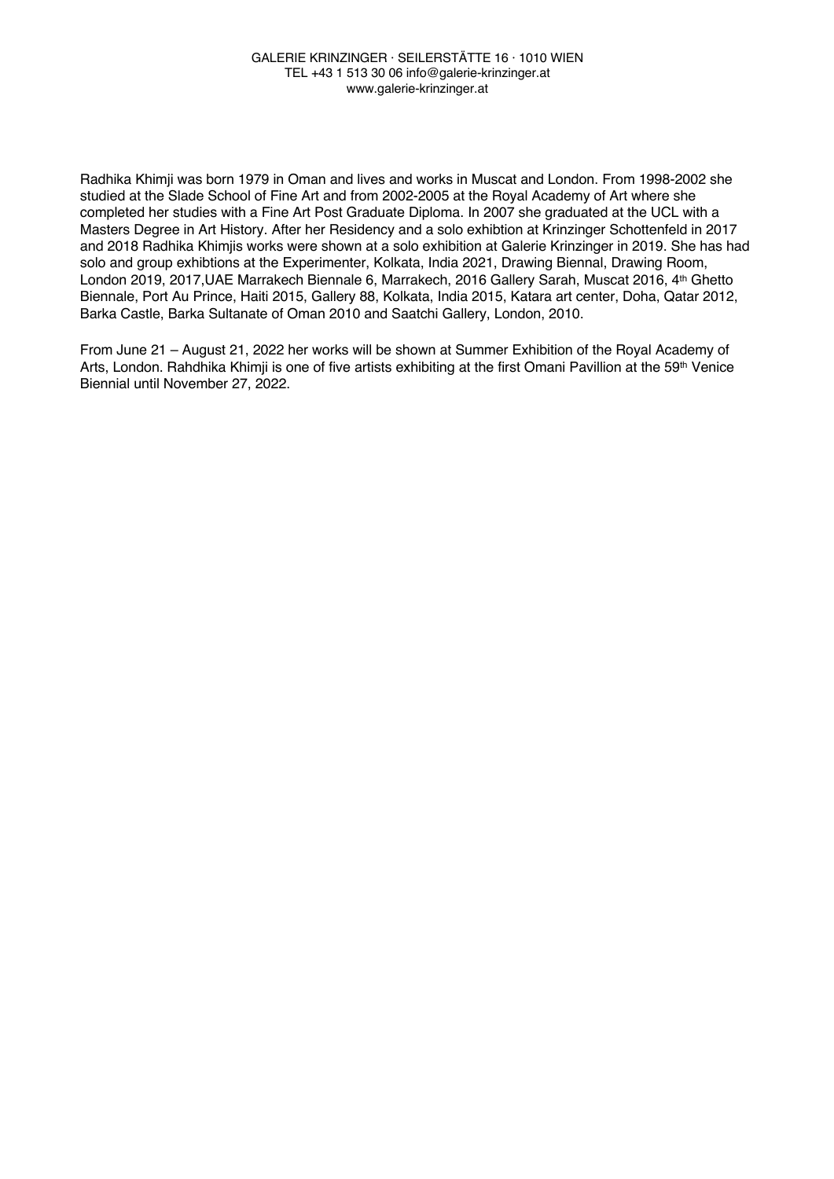Radhika Khimji was born 1979 in Oman and lives and works in Muscat and London. From 1998-2002 she studied at the Slade School of Fine Art and from 2002-2005 at the Royal Academy of Art where she completed her studies with a Fine Art Post Graduate Diploma. In 2007 she graduated at the UCL with a Masters Degree in Art History. After her Residency and a solo exhibtion at Krinzinger Schottenfeld in 2017 and 2018 Radhika Khimjis works were shown at a solo exhibition at Galerie Krinzinger in 2019. She has had solo and group exhibtions at the Experimenter, Kolkata, India 2021, Drawing Biennal, Drawing Room, London 2019, 2017,UAE Marrakech Biennale 6, Marrakech, 2016 Gallery Sarah, Muscat 2016, 4th Ghetto Biennale, Port Au Prince, Haiti 2015, Gallery 88, Kolkata, India 2015, Katara art center, Doha, Qatar 2012, Barka Castle, Barka Sultanate of Oman 2010 and Saatchi Gallery, London, 2010.

From June 21 – August 21, 2022 her works will be shown at Summer Exhibition of the Royal Academy of Arts, London. Rahdhika Khimji is one of five artists exhibiting at the first Omani Pavillion at the 59th Venice Biennial until November 27, 2022.